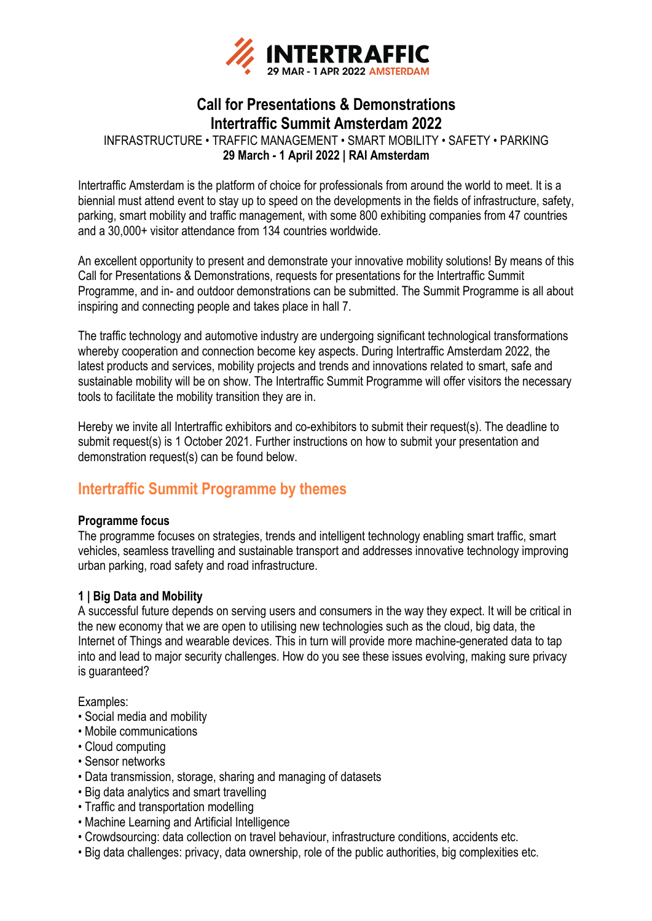INTERTRAFFIC
29 MAR - 1 APR 2022 AMSTERDAM

# Call for Presentations & Demonstrations
# Intertraffic Summit Amsterdam 2022

INFRASTRUCTURE • TRAFFIC MANAGEMENT • SMART MOBILITY • SAFETY • PARKING

**29 March - 1 April 2022 | RAI Amsterdam**

Intertraffic Amsterdam is the platform of choice for professionals from around the world to meet. It is a biennial must attend event to stay up to speed on the developments in the fields of infrastructure, safety, parking, smart mobility and traffic management, with some 800 exhibiting companies from 47 countries and a 30,000+ visitor attendance from 134 countries worldwide.

An excellent opportunity to present and demonstrate your innovative mobility solutions! By means of this Call for Presentations & Demonstrations, requests for presentations for the Intertraffic Summit Programme, and in- and outdoor demonstrations can be submitted. The Summit Programme is all about inspiring and connecting people and takes place in hall 7.

The traffic technology and automotive industry are undergoing significant technological transformations whereby cooperation and connection become key aspects. During Intertraffic Amsterdam 2022, the latest products and services, mobility projects and trends and innovations related to smart, safe and sustainable mobility will be on show. The Intertraffic Summit Programme will offer visitors the necessary tools to facilitate the mobility transition they are in.

Hereby we invite all Intertraffic exhibitors and co-exhibitors to submit their request(s). The deadline to submit request(s) is 1 October 2021. Further instructions on how to submit your presentation and demonstration request(s) can be found below.

## Intertraffic Summit Programme by themes

**Programme focus**

The programme focuses on strategies, trends and intelligent technology enabling smart traffic, smart vehicles, seamless travelling and sustainable transport and addresses innovative technology improving urban parking, road safety and road infrastructure.

**1 | Big Data and Mobility**

A successful future depends on serving users and consumers in the way they expect. It will be critical in the new economy that we are open to utilising new technologies such as the cloud, big data, the Internet of Things and wearable devices. This in turn will provide more machine-generated data to tap into and lead to major security challenges. How do you see these issues evolving, making sure privacy is guaranteed?

Examples:

- Social media and mobility
- Mobile communications
- Cloud computing
- Sensor networks
- Data transmission, storage, sharing and managing of datasets
- Big data analytics and smart travelling
- Traffic and transportation modelling
- Machine Learning and Artificial Intelligence
- Crowdsourcing: data collection on travel behaviour, infrastructure conditions, accidents etc.
- Big data challenges: privacy, data ownership, role of the public authorities, big complexities etc.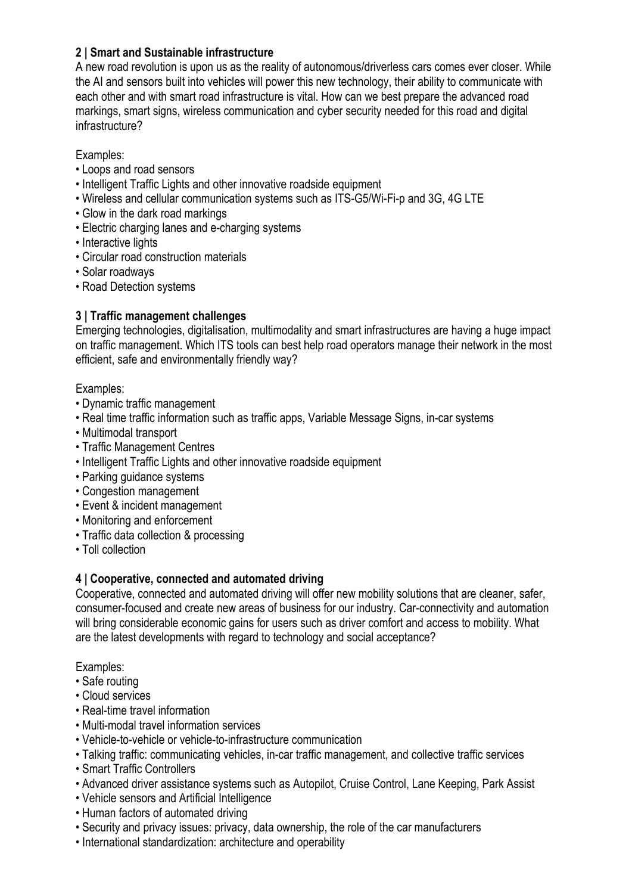**2 | Smart and Sustainable infrastructure**

A new road revolution is upon us as the reality of autonomous/driverless cars comes ever closer. While the AI and sensors built into vehicles will power this new technology, their ability to communicate with each other and with smart road infrastructure is vital. How can we best prepare the advanced road markings, smart signs, wireless communication and cyber security needed for this road and digital infrastructure?

Examples:

- Loops and road sensors
- Intelligent Traffic Lights and other innovative roadside equipment
- Wireless and cellular communication systems such as ITS-G5/Wi-Fi-p and 3G, 4G LTE
- Glow in the dark road markings
- Electric charging lanes and e-charging systems
- Interactive lights
- Circular road construction materials
- Solar roadways
- Road Detection systems

**3 | Traffic management challenges**

Emerging technologies, digitalisation, multimodality and smart infrastructures are having a huge impact on traffic management. Which ITS tools can best help road operators manage their network in the most efficient, safe and environmentally friendly way?

Examples:

- Dynamic traffic management
- Real time traffic information such as traffic apps, Variable Message Signs, in-car systems
- Multimodal transport
- Traffic Management Centres
- Intelligent Traffic Lights and other innovative roadside equipment
- Parking guidance systems
- Congestion management
- Event & incident management
- Monitoring and enforcement
- Traffic data collection & processing
- Toll collection

**4 | Cooperative, connected and automated driving**

Cooperative, connected and automated driving will offer new mobility solutions that are cleaner, safer, consumer-focused and create new areas of business for our industry. Car-connectivity and automation will bring considerable economic gains for users such as driver comfort and access to mobility. What are the latest developments with regard to technology and social acceptance?

Examples:

- Safe routing
- Cloud services
- Real-time travel information
- Multi-modal travel information services
- Vehicle-to-vehicle or vehicle-to-infrastructure communication
- Talking traffic: communicating vehicles, in-car traffic management, and collective traffic services
- Smart Traffic Controllers
- Advanced driver assistance systems such as Autopilot, Cruise Control, Lane Keeping, Park Assist
- Vehicle sensors and Artificial Intelligence
- Human factors of automated driving
- Security and privacy issues: privacy, data ownership, the role of the car manufacturers
- International standardization: architecture and operability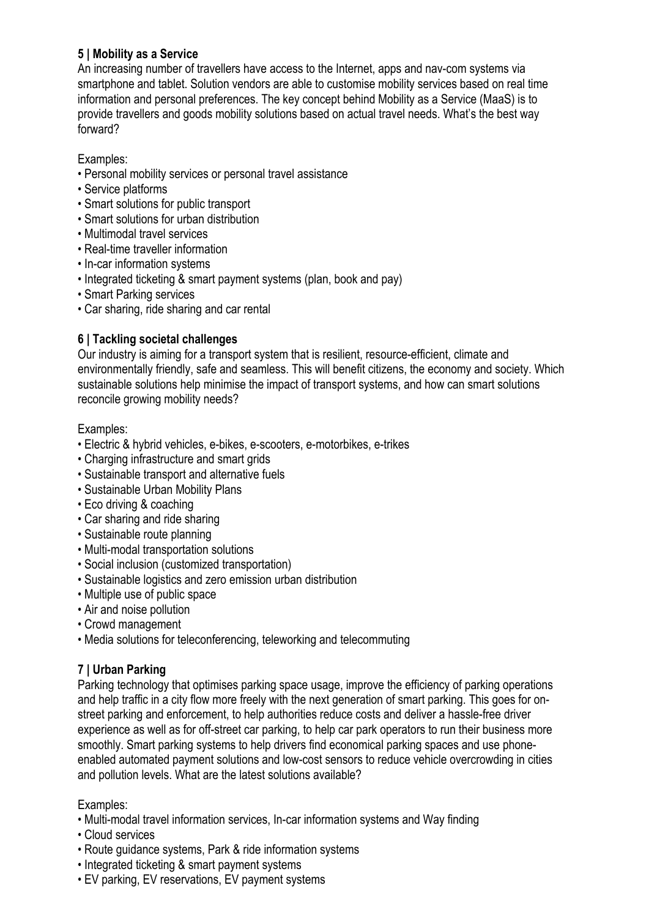### 5 | Mobility as a Service

An increasing number of travellers have access to the Internet, apps and nav-com systems via smartphone and tablet. Solution vendors are able to customise mobility services based on real time information and personal preferences. The key concept behind Mobility as a Service (MaaS) is to provide travellers and goods mobility solutions based on actual travel needs. What's the best way forward?

Examples:

- Personal mobility services or personal travel assistance
- Service platforms
- Smart solutions for public transport
- Smart solutions for urban distribution
- Multimodal travel services
- Real-time traveller information
- In-car information systems
- Integrated ticketing & smart payment systems (plan, book and pay)
- Smart Parking services
- Car sharing, ride sharing and car rental

### 6 | Tackling societal challenges

Our industry is aiming for a transport system that is resilient, resource-efficient, climate and environmentally friendly, safe and seamless. This will benefit citizens, the economy and society. Which sustainable solutions help minimise the impact of transport systems, and how can smart solutions reconcile growing mobility needs?

Examples:

- Electric & hybrid vehicles, e-bikes, e-scooters, e-motorbikes, e-trikes
- Charging infrastructure and smart grids
- Sustainable transport and alternative fuels
- Sustainable Urban Mobility Plans
- Eco driving & coaching
- Car sharing and ride sharing
- Sustainable route planning
- Multi-modal transportation solutions
- Social inclusion (customized transportation)
- Sustainable logistics and zero emission urban distribution
- Multiple use of public space
- Air and noise pollution
- Crowd management
- Media solutions for teleconferencing, teleworking and telecommuting

### 7 | Urban Parking

Parking technology that optimises parking space usage, improve the efficiency of parking operations and help traffic in a city flow more freely with the next generation of smart parking. This goes for on-street parking and enforcement, to help authorities reduce costs and deliver a hassle-free driver experience as well as for off-street car parking, to help car park operators to run their business more smoothly. Smart parking systems to help drivers find economical parking spaces and use phone-enabled automated payment solutions and low-cost sensors to reduce vehicle overcrowding in cities and pollution levels. What are the latest solutions available?

Examples:

- Multi-modal travel information services, In-car information systems and Way finding
- Cloud services
- Route guidance systems, Park & ride information systems
- Integrated ticketing & smart payment systems
- EV parking, EV reservations, EV payment systems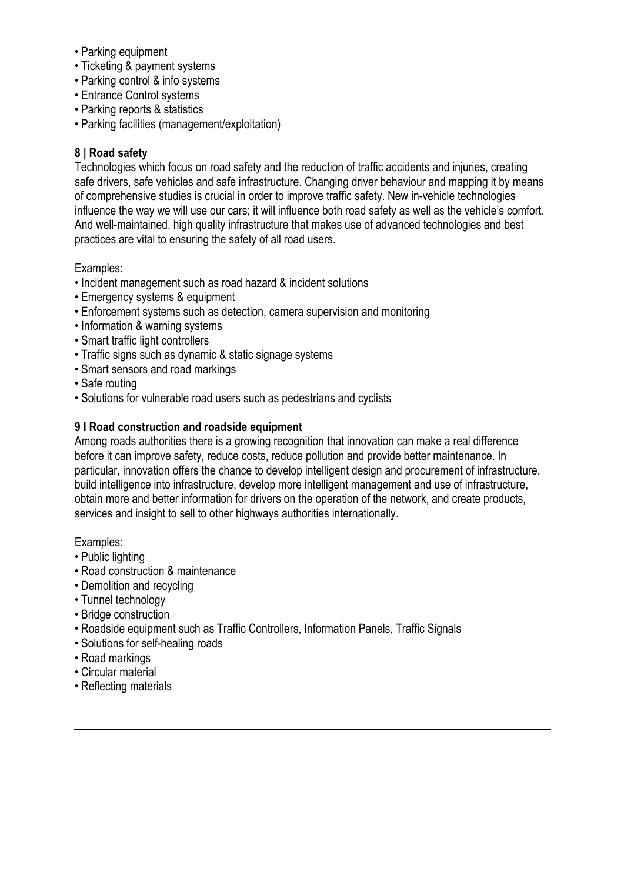- Parking equipment
- Ticketing & payment systems
- Parking control & info systems
- Entrance Control systems
- Parking reports & statistics
- Parking facilities (management/exploitation)

**8 | Road safety**

Technologies which focus on road safety and the reduction of traffic accidents and injuries, creating safe drivers, safe vehicles and safe infrastructure. Changing driver behaviour and mapping it by means of comprehensive studies is crucial in order to improve traffic safety. New in-vehicle technologies influence the way we will use our cars; it will influence both road safety as well as the vehicle's comfort. And well-maintained, high quality infrastructure that makes use of advanced technologies and best practices are vital to ensuring the safety of all road users.

Examples:

- Incident management such as road hazard & incident solutions
- Emergency systems & equipment
- Enforcement systems such as detection, camera supervision and monitoring
- Information & warning systems
- Smart traffic light controllers
- Traffic signs such as dynamic & static signage systems
- Smart sensors and road markings
- Safe routing
- Solutions for vulnerable road users such as pedestrians and cyclists

**9 I Road construction and roadside equipment**

Among roads authorities there is a growing recognition that innovation can make a real difference before it can improve safety, reduce costs, reduce pollution and provide better maintenance. In particular, innovation offers the chance to develop intelligent design and procurement of infrastructure, build intelligence into infrastructure, develop more intelligent management and use of infrastructure, obtain more and better information for drivers on the operation of the network, and create products, services and insight to sell to other highways authorities internationally.

Examples:

- Public lighting
- Road construction & maintenance
- Demolition and recycling
- Tunnel technology
- Bridge construction
- Roadside equipment such as Traffic Controllers, Information Panels, Traffic Signals
- Solutions for self-healing roads
- Road markings
- Circular material
- Reflecting materials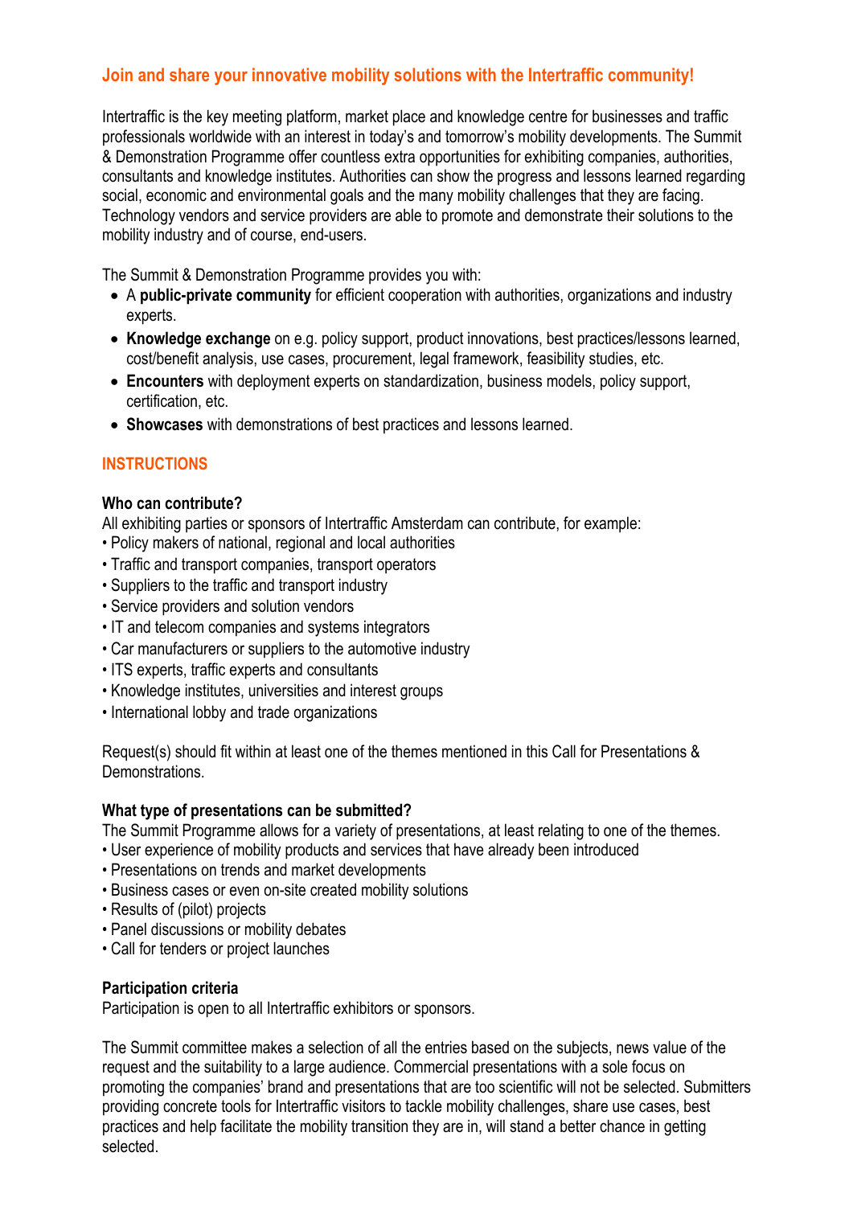## Join and share your innovative mobility solutions with the Intertraffic community!

Intertraffic is the key meeting platform, market place and knowledge centre for businesses and traffic professionals worldwide with an interest in today's and tomorrow's mobility developments. The Summit & Demonstration Programme offer countless extra opportunities for exhibiting companies, authorities, consultants and knowledge institutes. Authorities can show the progress and lessons learned regarding social, economic and environmental goals and the many mobility challenges that they are facing. Technology vendors and service providers are able to promote and demonstrate their solutions to the mobility industry and of course, end-users.

The Summit & Demonstration Programme provides you with:

- A **public-private community** for efficient cooperation with authorities, organizations and industry experts.
- **Knowledge exchange** on e.g. policy support, product innovations, best practices/lessons learned, cost/benefit analysis, use cases, procurement, legal framework, feasibility studies, etc.
- **Encounters** with deployment experts on standardization, business models, policy support, certification, etc.
- **Showcases** with demonstrations of best practices and lessons learned.

## INSTRUCTIONS

### Who can contribute?

All exhibiting parties or sponsors of Intertraffic Amsterdam can contribute, for example:

- Policy makers of national, regional and local authorities
- Traffic and transport companies, transport operators
- Suppliers to the traffic and transport industry
- Service providers and solution vendors
- IT and telecom companies and systems integrators
- Car manufacturers or suppliers to the automotive industry
- ITS experts, traffic experts and consultants
- Knowledge institutes, universities and interest groups
- International lobby and trade organizations

Request(s) should fit within at least one of the themes mentioned in this Call for Presentations & Demonstrations.

### What type of presentations can be submitted?

The Summit Programme allows for a variety of presentations, at least relating to one of the themes.

- User experience of mobility products and services that have already been introduced
- Presentations on trends and market developments
- Business cases or even on-site created mobility solutions
- Results of (pilot) projects
- Panel discussions or mobility debates
- Call for tenders or project launches

### Participation criteria

Participation is open to all Intertraffic exhibitors or sponsors.

The Summit committee makes a selection of all the entries based on the subjects, news value of the request and the suitability to a large audience. Commercial presentations with a sole focus on promoting the companies' brand and presentations that are too scientific will not be selected. Submitters providing concrete tools for Intertraffic visitors to tackle mobility challenges, share use cases, best practices and help facilitate the mobility transition they are in, will stand a better chance in getting selected.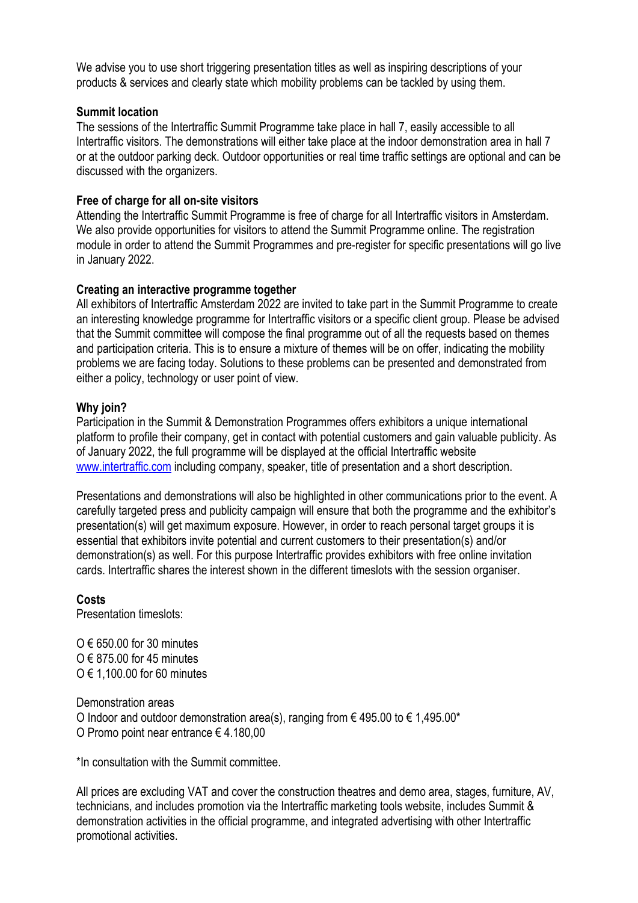We advise you to use short triggering presentation titles as well as inspiring descriptions of your products & services and clearly state which mobility problems can be tackled by using them.

**Summit location**

The sessions of the Intertraffic Summit Programme take place in hall 7, easily accessible to all Intertraffic visitors. The demonstrations will either take place at the indoor demonstration area in hall 7 or at the outdoor parking deck. Outdoor opportunities or real time traffic settings are optional and can be discussed with the organizers.

**Free of charge for all on-site visitors**

Attending the Intertraffic Summit Programme is free of charge for all Intertraffic visitors in Amsterdam. We also provide opportunities for visitors to attend the Summit Programme online. The registration module in order to attend the Summit Programmes and pre-register for specific presentations will go live in January 2022.

**Creating an interactive programme together**

All exhibitors of Intertraffic Amsterdam 2022 are invited to take part in the Summit Programme to create an interesting knowledge programme for Intertraffic visitors or a specific client group. Please be advised that the Summit committee will compose the final programme out of all the requests based on themes and participation criteria. This is to ensure a mixture of themes will be on offer, indicating the mobility problems we are facing today. Solutions to these problems can be presented and demonstrated from either a policy, technology or user point of view.

**Why join?**

Participation in the Summit & Demonstration Programmes offers exhibitors a unique international platform to profile their company, get in contact with potential customers and gain valuable publicity. As of January 2022, the full programme will be displayed at the official Intertraffic website [www.intertraffic.com](http://www.intertraffic.com) including company, speaker, title of presentation and a short description.

Presentations and demonstrations will also be highlighted in other communications prior to the event. A carefully targeted press and publicity campaign will ensure that both the programme and the exhibitor's presentation(s) will get maximum exposure. However, in order to reach personal target groups it is essential that exhibitors invite potential and current customers to their presentation(s) and/or demonstration(s) as well. For this purpose Intertraffic provides exhibitors with free online invitation cards. Intertraffic shares the interest shown in the different timeslots with the session organiser.

**Costs**

Presentation timeslots:

O € 650.00 for 30 minutes
O € 875.00 for 45 minutes
O € 1,100.00 for 60 minutes

Demonstration areas
O Indoor and outdoor demonstration area(s), ranging from € 495.00 to € 1,495.00*
O Promo point near entrance € 4.180,00

*In consultation with the Summit committee.

All prices are excluding VAT and cover the construction theatres and demo area, stages, furniture, AV, technicians, and includes promotion via the Intertraffic marketing tools website, includes Summit & demonstration activities in the official programme, and integrated advertising with other Intertraffic promotional activities.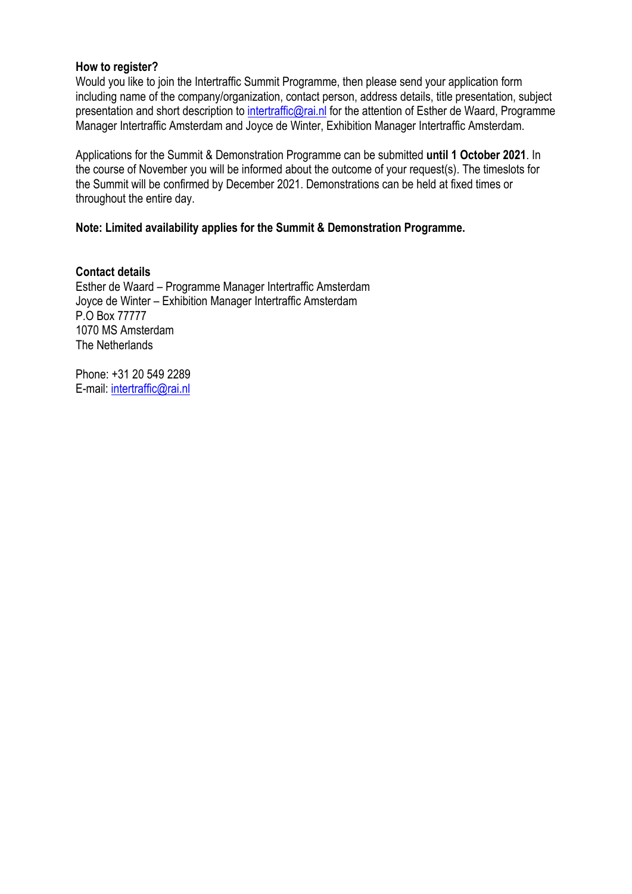**How to register?**

Would you like to join the Intertraffic Summit Programme, then please send your application form including name of the company/organization, contact person, address details, title presentation, subject presentation and short description to intertraffic@rai.nl for the attention of Esther de Waard, Programme Manager Intertraffic Amsterdam and Joyce de Winter, Exhibition Manager Intertraffic Amsterdam.

Applications for the Summit & Demonstration Programme can be submitted **until 1 October 2021**. In the course of November you will be informed about the outcome of your request(s). The timeslots for the Summit will be confirmed by December 2021. Demonstrations can be held at fixed times or throughout the entire day.

**Note: Limited availability applies for the Summit & Demonstration Programme.**

**Contact details**

Esther de Waard – Programme Manager Intertraffic Amsterdam
Joyce de Winter – Exhibition Manager Intertraffic Amsterdam
P.O Box 77777
1070 MS Amsterdam
The Netherlands

Phone: +31 20 549 2289
E-mail: intertraffic@rai.nl